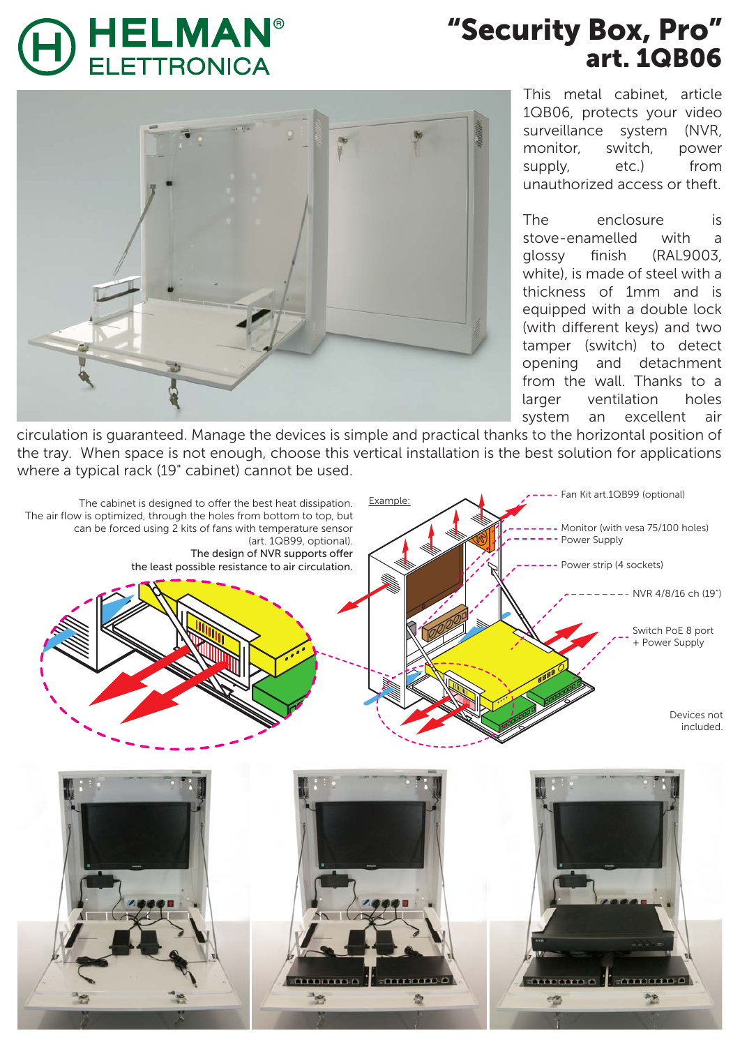# HELMAN® ELETTRONICA

# "Security Box, Pro" art. 1QB06

This metal cabinet, article 1QB06, protects your video surveillance system (NVR, monitor, switch, power supply, etc.) from unauthorized access or theft.

The enclosure is stove-enamelled with a glossy finish (RAL9003, white), is made of steel with a thickness of 1mm and is equipped with a double lock (with different keys) and two tamper (switch) to detect opening and detachment from the wall. Thanks to a larger ventilation holes system an excellent air circulation is guaranteed. Manage the devices is simple and practical thanks to the horizontal position of the tray. When space is not enough, choose this vertical installation is the best solution for applications where a typical rack (19" cabinet) cannot be used.

The cabinet is designed to offer the best heat dissipation. The air flow is optimized, through the holes from bottom to top, but can be forced using 2 kits of fans with temperature sensor (art. 1QB99, optional).
The design of NVR supports offer the least possible resistance to air circulation.

Example:

- Fan Kit art.1QB99 (optional)
- Monitor (with vesa 75/100 holes)
- Power Supply
- Power strip (4 sockets)
- NVR 4/8/16 ch (19")
- Switch PoE 8 port + Power Supply

Devices not included.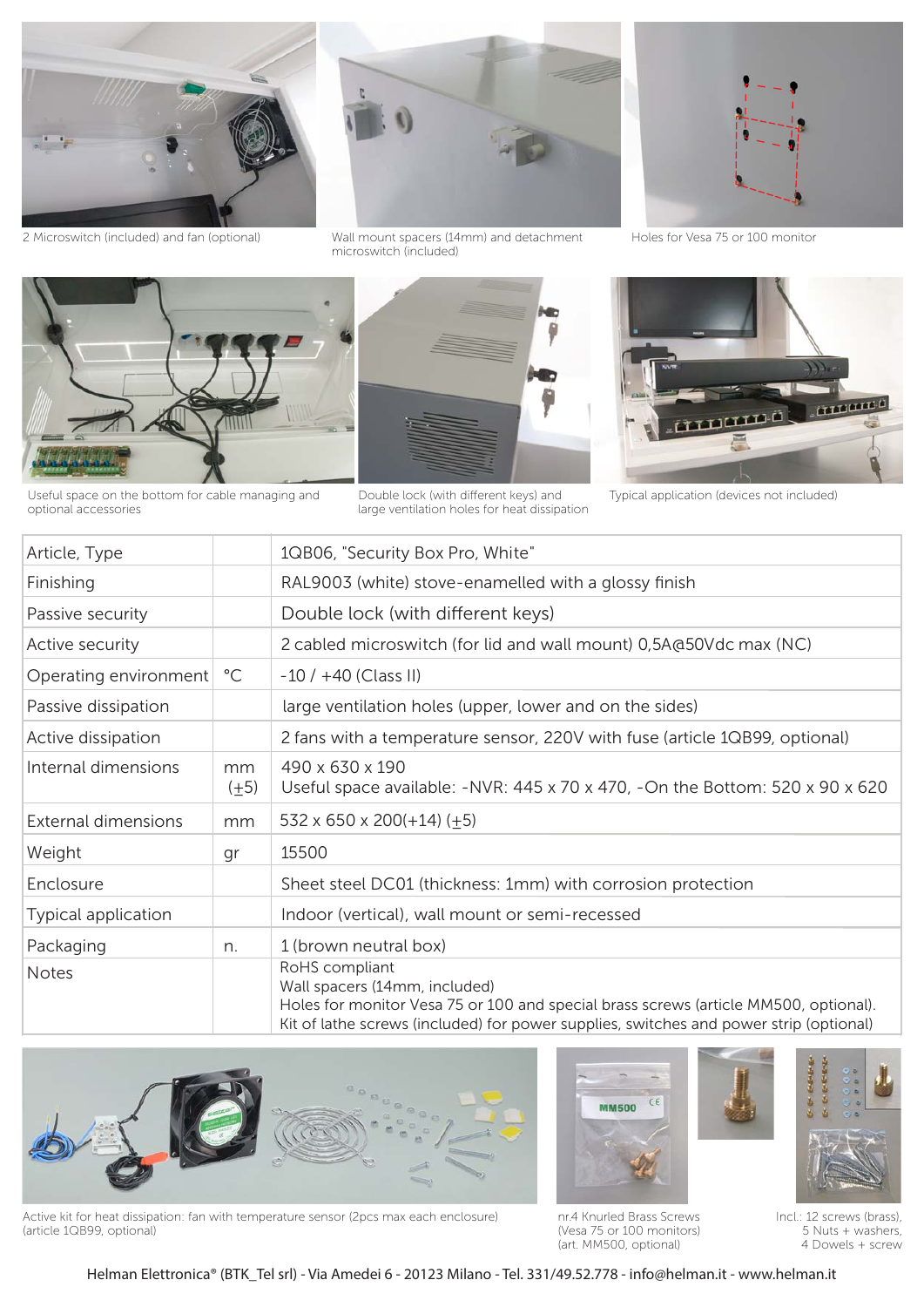2 Microswitch (included) and fan (optional)

Wall mount spacers (14mm) and detachment microswitch (included)

Holes for Vesa 75 or 100 monitor

Useful space on the bottom for cable managing and optional accessories

Double lock (with different keys) and large ventilation holes for heat dissipation

Typical application (devices not included)

| Article, Type | | 1QB06, "Security Box Pro, White" |
|---|---|---|
| Finishing | | RAL9003 (white) stove-enamelled with a glossy finish |
| Passive security | | Double lock (with different keys) |
| Active security | | 2 cabled microswitch (for lid and wall mount) 0,5A@50Vdc max (NC) |
| Operating environment | °C | -10 / +40 (Class II) |
| Passive dissipation | | large ventilation holes (upper, lower and on the sides) |
| Active dissipation | | 2 fans with a temperature sensor, 220V with fuse (article 1QB99, optional) |
| Internal dimensions | mm (±5) | 490 x 630 x 190<br>Useful space available: -NVR: 445 x 70 x 470, -On the Bottom: 520 x 90 x 620 |
| External dimensions | mm | 532 x 650 x 200(+14) (±5) |
| Weight | gr | 15500 |
| Enclosure | | Sheet steel DC01 (thickness: 1mm) with corrosion protection |
| Typical application | | Indoor (vertical), wall mount or semi-recessed |
| Packaging | n. | 1 (brown neutral box) |
| Notes | | RoHS compliant<br>Wall spacers (14mm, included)<br>Holes for monitor Vesa 75 or 100 and special brass screws (article MM500, optional).<br>Kit of lathe screws (included) for power supplies, switches and power strip (optional) |

Active kit for heat dissipation: fan with temperature sensor (2pcs max each enclosure) (article 1QB99, optional)

nr.4 Knurled Brass Screws (Vesa 75 or 100 monitors) (art. MM500, optional)

Incl.: 12 screws (brass), 5 Nuts + washers, 4 Dowels + screw

Helman Elettronica® (BTK_Tel srl) - Via Amedei 6 - 20123 Milano - Tel. 331/49.52.778 - info@helman.it - www.helman.it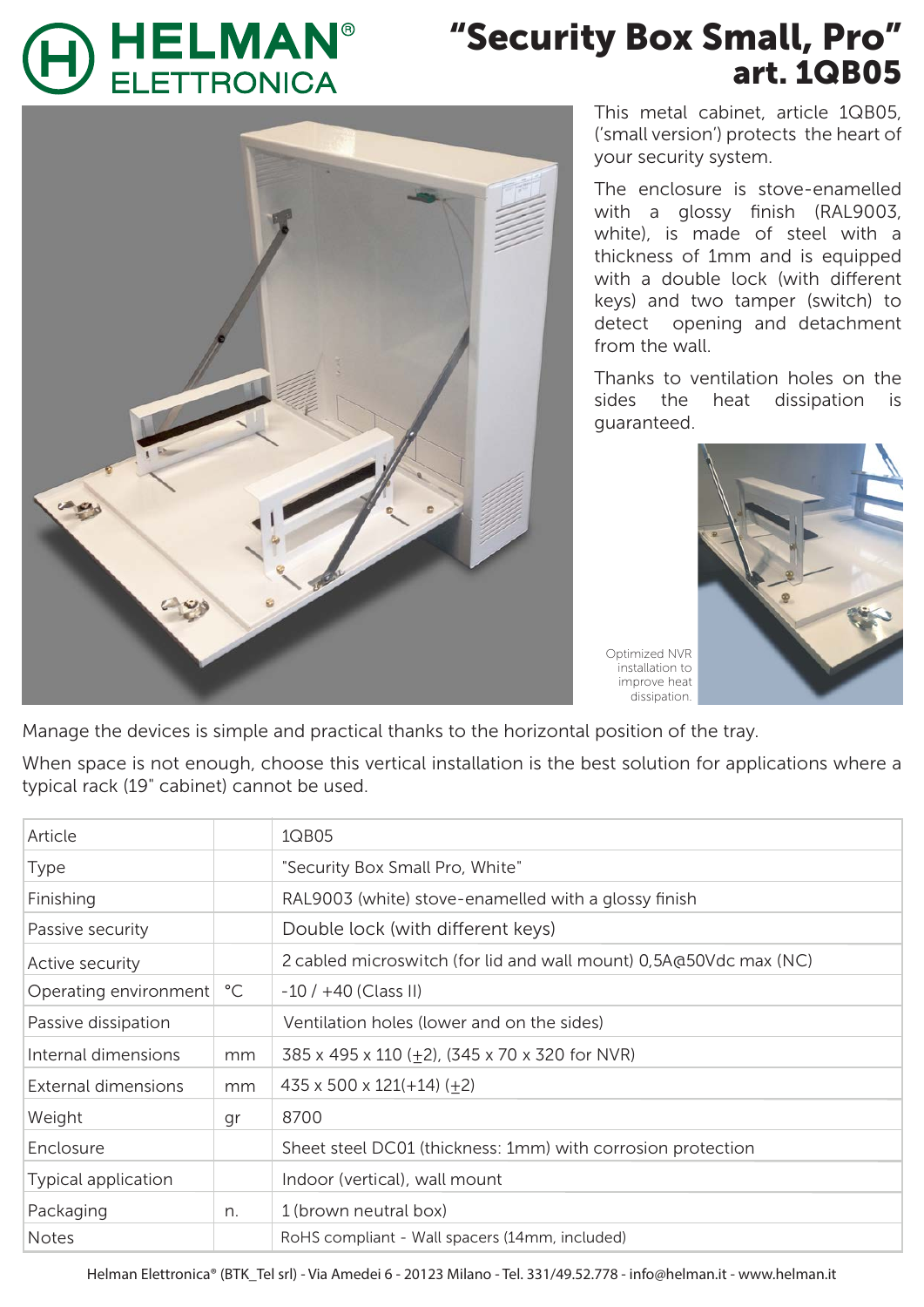# HELMAN ELETTRONICA

# "Security Box Small, Pro" art. 1QB05

This metal cabinet, article 1QB05, ('small version') protects the heart of your security system.

The enclosure is stove-enamelled with a glossy finish (RAL9003, white), is made of steel with a thickness of 1mm and is equipped with a double lock (with different keys) and two tamper (switch) to detect opening and detachment from the wall.

Thanks to ventilation holes on the sides the heat dissipation is guaranteed.

Optimized NVR installation to improve heat dissipation.

Manage the devices is simple and practical thanks to the horizontal position of the tray.

When space is not enough, choose this vertical installation is the best solution for applications where a typical rack (19" cabinet) cannot be used.

| | | |
|---|---|---|
| Article | | 1QB05 |
| Type | | "Security Box Small Pro, White" |
| Finishing | | RAL9003 (white) stove-enamelled with a glossy finish |
| Passive security | | Double lock (with different keys) |
| Active security | | 2 cabled microswitch (for lid and wall mount) 0,5A@50Vdc max (NC) |
| Operating environment | °C | -10 / +40 (Class II) |
| Passive dissipation | | Ventilation holes (lower and on the sides) |
| Internal dimensions | mm | 385 x 495 x 110 ($\pm$2), (345 x 70 x 320 for NVR) |
| External dimensions | mm | 435 x 500 x 121(+14) ($\pm$2) |
| Weight | gr | 8700 |
| Enclosure | | Sheet steel DC01 (thickness: 1mm) with corrosion protection |
| Typical application | | Indoor (vertical), wall mount |
| Packaging | n. | 1 (brown neutral box) |
| Notes | | RoHS compliant - Wall spacers (14mm, included) |

Helman Elettronica® (BTK_Tel srl) - Via Amedei 6 - 20123 Milano - Tel. 331/49.52.778 - info@helman.it - www.helman.it